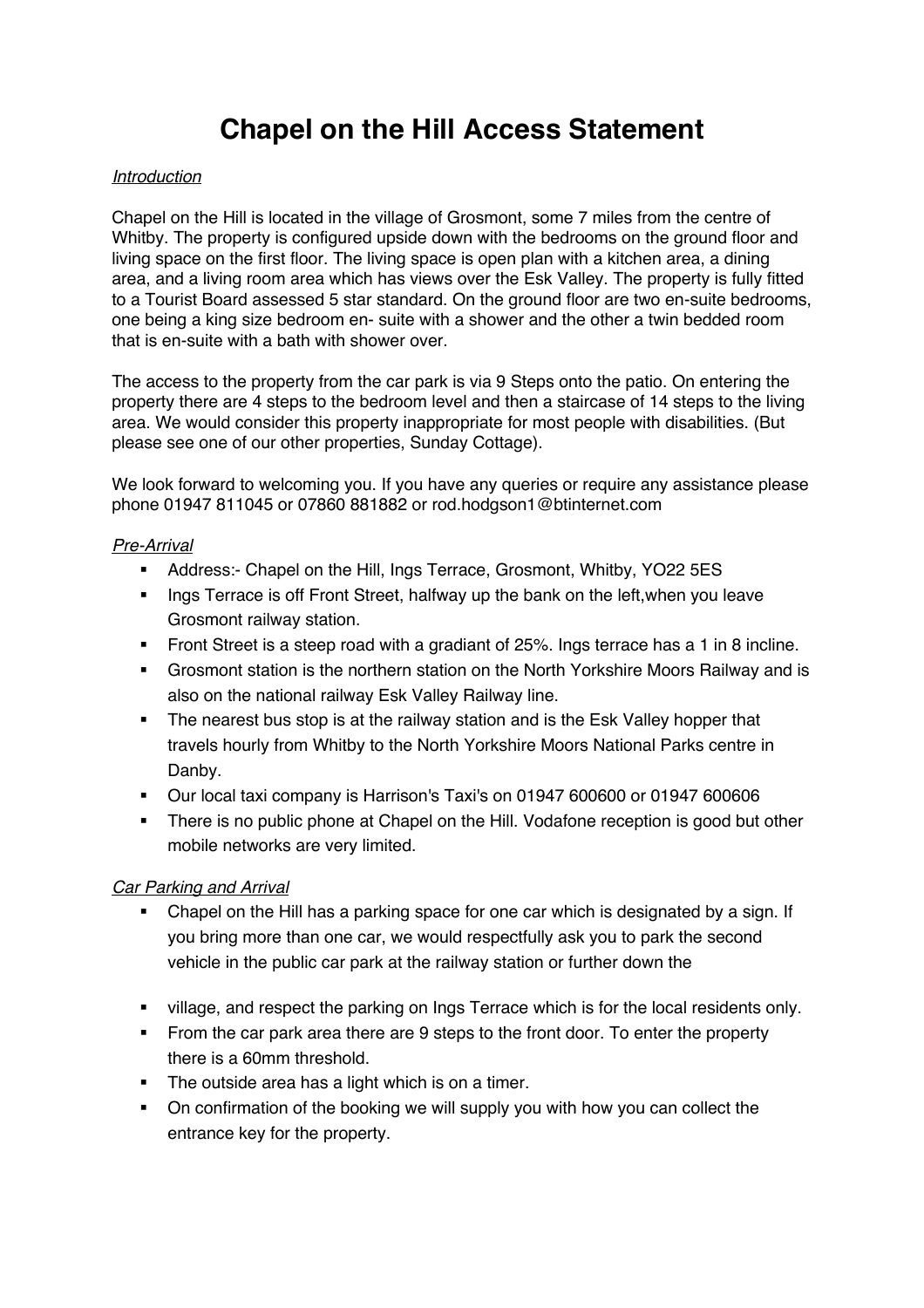# Chapel on the Hill Access Statement

*Introduction*

Chapel on the Hill is located in the village of Grosmont, some 7 miles from the centre of Whitby. The property is configured upside down with the bedrooms on the ground floor and living space on the first floor. The living space is open plan with a kitchen area, a dining area, and a living room area which has views over the Esk Valley. The property is fully fitted to a Tourist Board assessed 5 star standard. On the ground floor are two en-suite bedrooms, one being a king size bedroom en- suite with a shower and the other a twin bedded room that is en-suite with a bath with shower over.

The access to the property from the car park is via 9 Steps onto the patio. On entering the property there are 4 steps to the bedroom level and then a staircase of 14 steps to the living area. We would consider this property inappropriate for most people with disabilities. (But please see one of our other properties, Sunday Cottage).

We look forward to welcoming you. If you have any queries or require any assistance please phone 01947 811045 or 07860 881882 or rod.hodgson1@btinternet.com

*Pre-Arrival*

- Address:- Chapel on the Hill, Ings Terrace, Grosmont, Whitby, YO22 5ES
- Ings Terrace is off Front Street, halfway up the bank on the left,when you leave Grosmont railway station.
- Front Street is a steep road with a gradiant of 25%. Ings terrace has a 1 in 8 incline.
- Grosmont station is the northern station on the North Yorkshire Moors Railway and is also on the national railway Esk Valley Railway line.
- The nearest bus stop is at the railway station and is the Esk Valley hopper that travels hourly from Whitby to the North Yorkshire Moors National Parks centre in Danby.
- Our local taxi company is Harrison's Taxi's on 01947 600600 or 01947 600606
- There is no public phone at Chapel on the Hill. Vodafone reception is good but other mobile networks are very limited.

*Car Parking and Arrival*

- Chapel on the Hill has a parking space for one car which is designated by a sign. If you bring more than one car, we would respectfully ask you to park the second vehicle in the public car park at the railway station or further down the
- village, and respect the parking on Ings Terrace which is for the local residents only.
- From the car park area there are 9 steps to the front door. To enter the property there is a 60mm threshold.
- The outside area has a light which is on a timer.
- On confirmation of the booking we will supply you with how you can collect the entrance key for the property.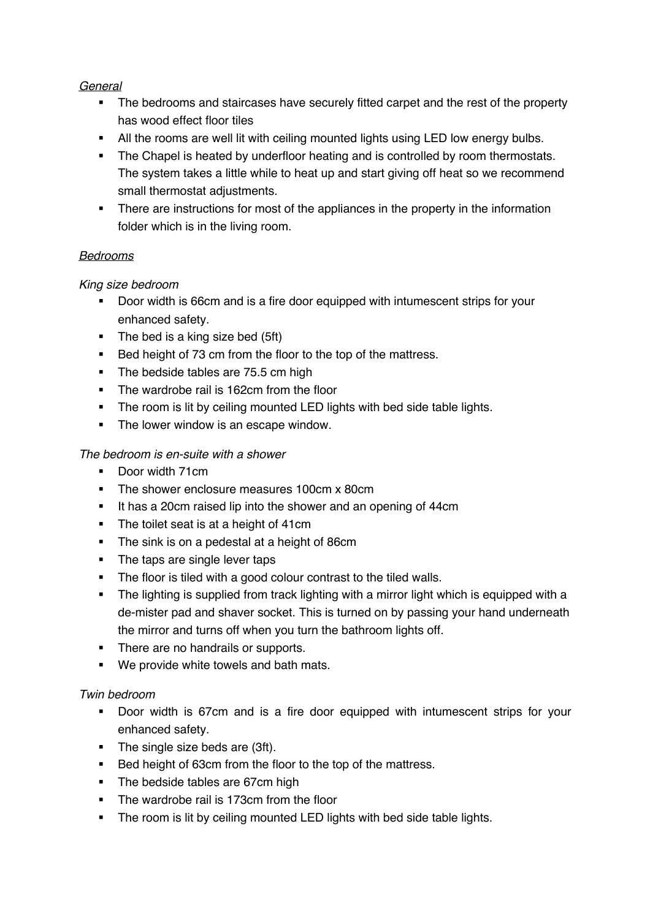*General*

- The bedrooms and staircases have securely fitted carpet and the rest of the property has wood effect floor tiles
- All the rooms are well lit with ceiling mounted lights using LED low energy bulbs.
- The Chapel is heated by underfloor heating and is controlled by room thermostats. The system takes a little while to heat up and start giving off heat so we recommend small thermostat adjustments.
- There are instructions for most of the appliances in the property in the information folder which is in the living room.

*Bedrooms*

*King size bedroom*

- Door width is 66cm and is a fire door equipped with intumescent strips for your enhanced safety.
- The bed is a king size bed (5ft)
- Bed height of 73 cm from the floor to the top of the mattress.
- The bedside tables are 75.5 cm high
- The wardrobe rail is 162cm from the floor
- The room is lit by ceiling mounted LED lights with bed side table lights.
- The lower window is an escape window.

*The bedroom is en-suite with a shower*

- Door width 71cm
- The shower enclosure measures 100cm x 80cm
- It has a 20cm raised lip into the shower and an opening of 44cm
- The toilet seat is at a height of 41cm
- The sink is on a pedestal at a height of 86cm
- The taps are single lever taps
- The floor is tiled with a good colour contrast to the tiled walls.
- The lighting is supplied from track lighting with a mirror light which is equipped with a de-mister pad and shaver socket. This is turned on by passing your hand underneath the mirror and turns off when you turn the bathroom lights off.
- There are no handrails or supports.
- We provide white towels and bath mats.

*Twin bedroom*

- Door width is 67cm and is a fire door equipped with intumescent strips for your enhanced safety.
- The single size beds are (3ft).
- Bed height of 63cm from the floor to the top of the mattress.
- The bedside tables are 67cm high
- The wardrobe rail is 173cm from the floor
- The room is lit by ceiling mounted LED lights with bed side table lights.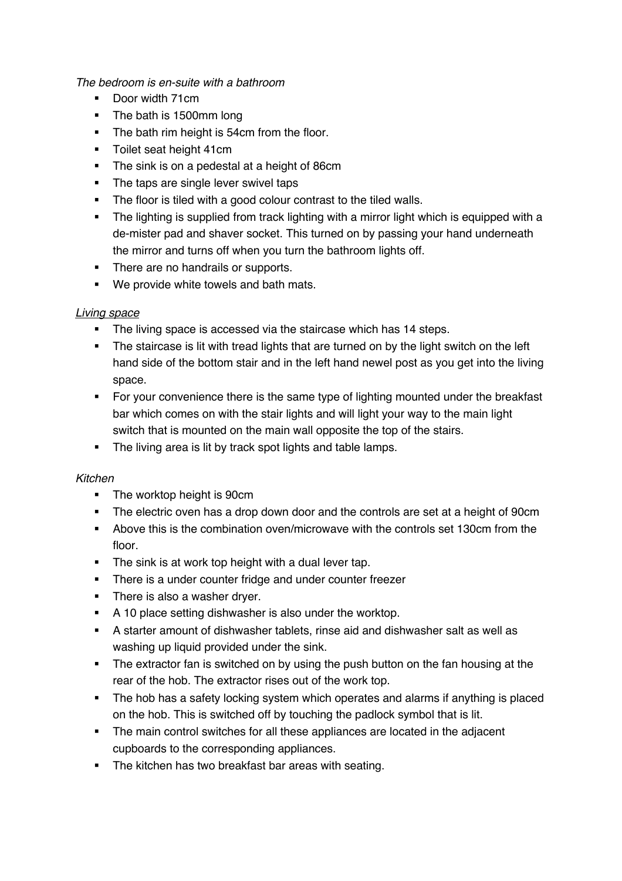*The bedroom is en-suite with a bathroom*

- Door width 71cm
- The bath is 1500mm long
- The bath rim height is 54cm from the floor.
- Toilet seat height 41cm
- The sink is on a pedestal at a height of 86cm
- The taps are single lever swivel taps
- The floor is tiled with a good colour contrast to the tiled walls.
- The lighting is supplied from track lighting with a mirror light which is equipped with a de-mister pad and shaver socket. This turned on by passing your hand underneath the mirror and turns off when you turn the bathroom lights off.
- There are no handrails or supports.
- We provide white towels and bath mats.

*Living space*

- The living space is accessed via the staircase which has 14 steps.
- The staircase is lit with tread lights that are turned on by the light switch on the left hand side of the bottom stair and in the left hand newel post as you get into the living space.
- For your convenience there is the same type of lighting mounted under the breakfast bar which comes on with the stair lights and will light your way to the main light switch that is mounted on the main wall opposite the top of the stairs.
- The living area is lit by track spot lights and table lamps.

*Kitchen*

- The worktop height is 90cm
- The electric oven has a drop down door and the controls are set at a height of 90cm
- Above this is the combination oven/microwave with the controls set 130cm from the floor.
- The sink is at work top height with a dual lever tap.
- There is a under counter fridge and under counter freezer
- There is also a washer dryer.
- A 10 place setting dishwasher is also under the worktop.
- A starter amount of dishwasher tablets, rinse aid and dishwasher salt as well as washing up liquid provided under the sink.
- The extractor fan is switched on by using the push button on the fan housing at the rear of the hob. The extractor rises out of the work top.
- The hob has a safety locking system which operates and alarms if anything is placed on the hob. This is switched off by touching the padlock symbol that is lit.
- The main control switches for all these appliances are located in the adjacent cupboards to the corresponding appliances.
- The kitchen has two breakfast bar areas with seating.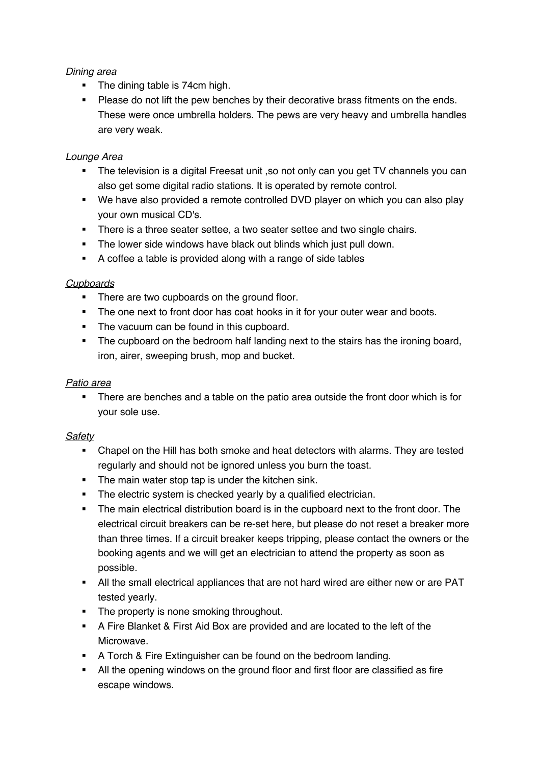*Dining area*

- The dining table is 74cm high.
- Please do not lift the pew benches by their decorative brass fitments on the ends. These were once umbrella holders. The pews are very heavy and umbrella handles are very weak.

*Lounge Area*

- The television is a digital Freesat unit ,so not only can you get TV channels you can also get some digital radio stations. It is operated by remote control.
- We have also provided a remote controlled DVD player on which you can also play your own musical CD's.
- There is a three seater settee, a two seater settee and two single chairs.
- The lower side windows have black out blinds which just pull down.
- A coffee a table is provided along with a range of side tables

*Cupboards*

- There are two cupboards on the ground floor.
- The one next to front door has coat hooks in it for your outer wear and boots.
- The vacuum can be found in this cupboard.
- The cupboard on the bedroom half landing next to the stairs has the ironing board, iron, airer, sweeping brush, mop and bucket.

*Patio area*

- There are benches and a table on the patio area outside the front door which is for your sole use.

*Safety*

- Chapel on the Hill has both smoke and heat detectors with alarms. They are tested regularly and should not be ignored unless you burn the toast.
- The main water stop tap is under the kitchen sink.
- The electric system is checked yearly by a qualified electrician.
- The main electrical distribution board is in the cupboard next to the front door. The electrical circuit breakers can be re-set here, but please do not reset a breaker more than three times. If a circuit breaker keeps tripping, please contact the owners or the booking agents and we will get an electrician to attend the property as soon as possible.
- All the small electrical appliances that are not hard wired are either new or are PAT tested yearly.
- The property is none smoking throughout.
- A Fire Blanket & First Aid Box are provided and are located to the left of the Microwave.
- A Torch & Fire Extinguisher can be found on the bedroom landing.
- All the opening windows on the ground floor and first floor are classified as fire escape windows.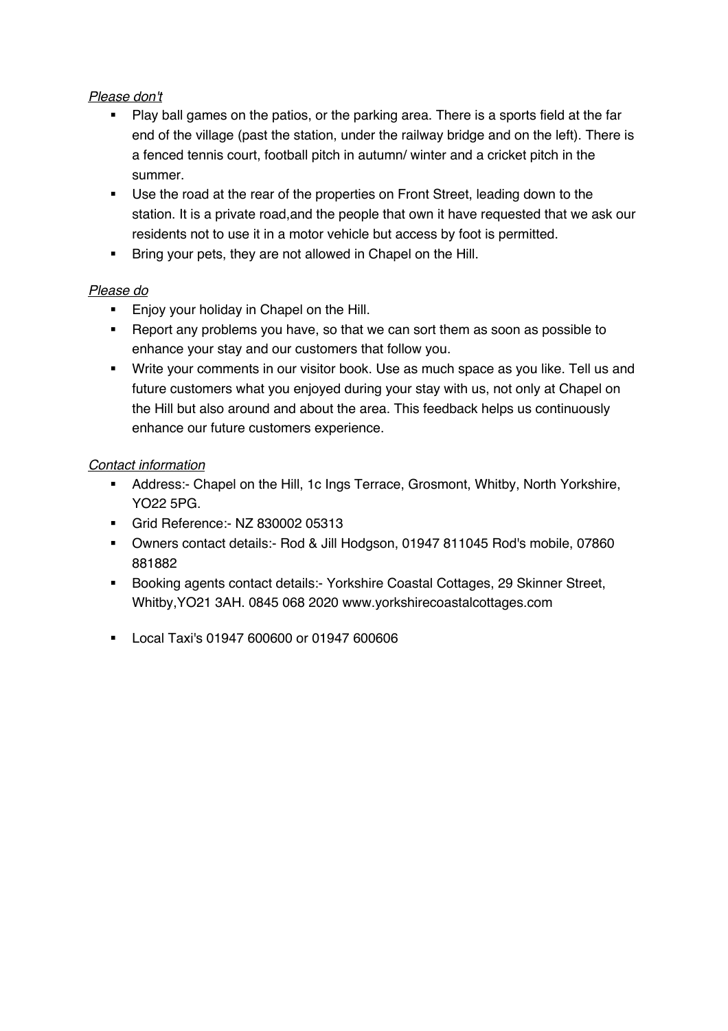*Please don't*

- Play ball games on the patios, or the parking area. There is a sports field at the far end of the village (past the station, under the railway bridge and on the left). There is a fenced tennis court, football pitch in autumn/ winter and a cricket pitch in the summer.
- Use the road at the rear of the properties on Front Street, leading down to the station. It is a private road,and the people that own it have requested that we ask our residents not to use it in a motor vehicle but access by foot is permitted.
- Bring your pets, they are not allowed in Chapel on the Hill.

*Please do*

- Enjoy your holiday in Chapel on the Hill.
- Report any problems you have, so that we can sort them as soon as possible to enhance your stay and our customers that follow you.
- Write your comments in our visitor book. Use as much space as you like. Tell us and future customers what you enjoyed during your stay with us, not only at Chapel on the Hill but also around and about the area. This feedback helps us continuously enhance our future customers experience.

*Contact information*

- Address:- Chapel on the Hill, 1c Ings Terrace, Grosmont, Whitby, North Yorkshire, YO22 5PG.
- Grid Reference:- NZ 830002 05313
- Owners contact details:- Rod & Jill Hodgson, 01947 811045 Rod's mobile, 07860 881882
- Booking agents contact details:- Yorkshire Coastal Cottages, 29 Skinner Street, Whitby,YO21 3AH. 0845 068 2020 www.yorkshirecoastalcottages.com

- Local Taxi's 01947 600600 or 01947 600606